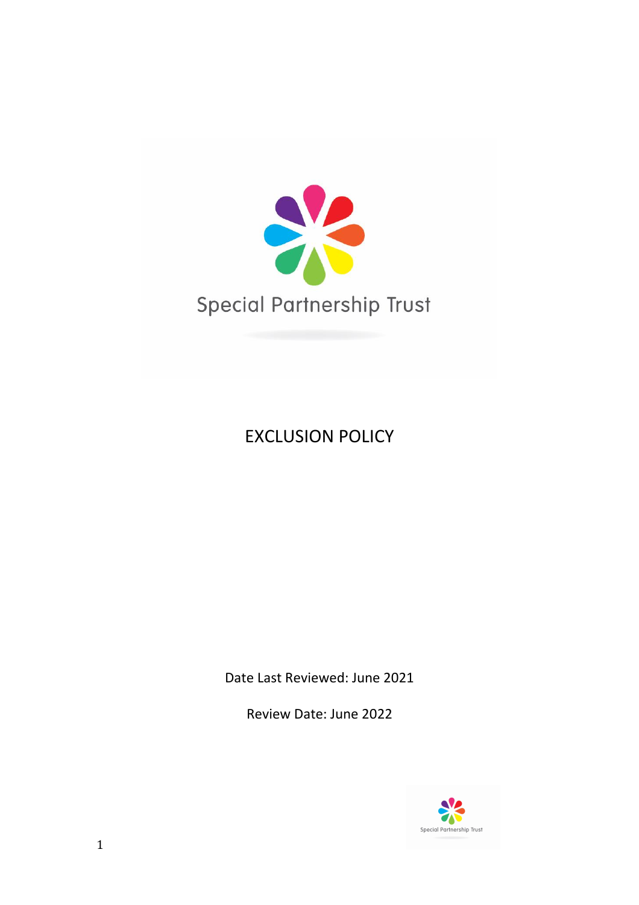Special Partnership Trust

# EXCLUSION POLICY

Date Last Reviewed: June 2021

Review Date: June 2022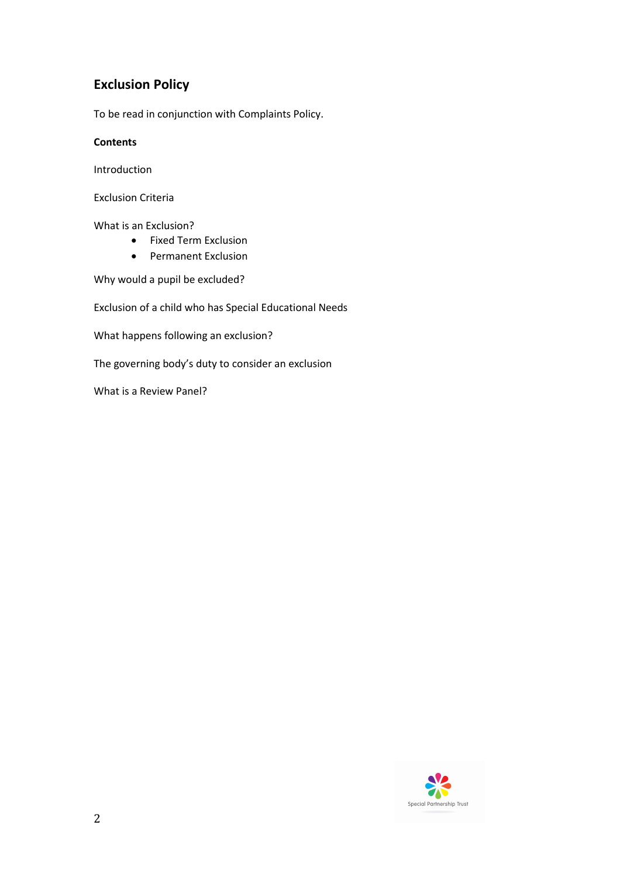## Exclusion Policy

To be read in conjunction with Complaints Policy.

**Contents**

Introduction

Exclusion Criteria

What is an Exclusion?

- Fixed Term Exclusion
- Permanent Exclusion

Why would a pupil be excluded?

Exclusion of a child who has Special Educational Needs

What happens following an exclusion?

The governing body's duty to consider an exclusion

What is a Review Panel?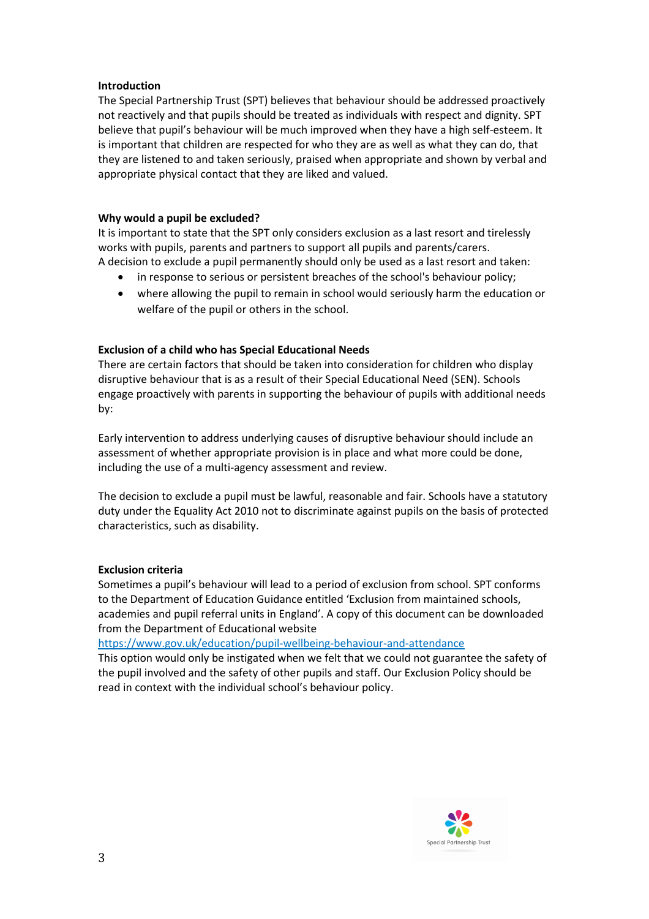**Introduction**

The Special Partnership Trust (SPT) believes that behaviour should be addressed proactively not reactively and that pupils should be treated as individuals with respect and dignity. SPT believe that pupil's behaviour will be much improved when they have a high self-esteem. It is important that children are respected for who they are as well as what they can do, that they are listened to and taken seriously, praised when appropriate and shown by verbal and appropriate physical contact that they are liked and valued.

**Why would a pupil be excluded?**

It is important to state that the SPT only considers exclusion as a last resort and tirelessly works with pupils, parents and partners to support all pupils and parents/carers.
A decision to exclude a pupil permanently should only be used as a last resort and taken:

- in response to serious or persistent breaches of the school's behaviour policy;
- where allowing the pupil to remain in school would seriously harm the education or welfare of the pupil or others in the school.

**Exclusion of a child who has Special Educational Needs**

There are certain factors that should be taken into consideration for children who display disruptive behaviour that is as a result of their Special Educational Need (SEN). Schools engage proactively with parents in supporting the behaviour of pupils with additional needs by:

Early intervention to address underlying causes of disruptive behaviour should include an assessment of whether appropriate provision is in place and what more could be done, including the use of a multi-agency assessment and review.

The decision to exclude a pupil must be lawful, reasonable and fair. Schools have a statutory duty under the Equality Act 2010 not to discriminate against pupils on the basis of protected characteristics, such as disability.

**Exclusion criteria**

Sometimes a pupil's behaviour will lead to a period of exclusion from school. SPT conforms to the Department of Education Guidance entitled 'Exclusion from maintained schools, academies and pupil referral units in England'. A copy of this document can be downloaded from the Department of Educational website
https://www.gov.uk/education/pupil-wellbeing-behaviour-and-attendance
This option would only be instigated when we felt that we could not guarantee the safety of the pupil involved and the safety of other pupils and staff. Our Exclusion Policy should be read in context with the individual school's behaviour policy.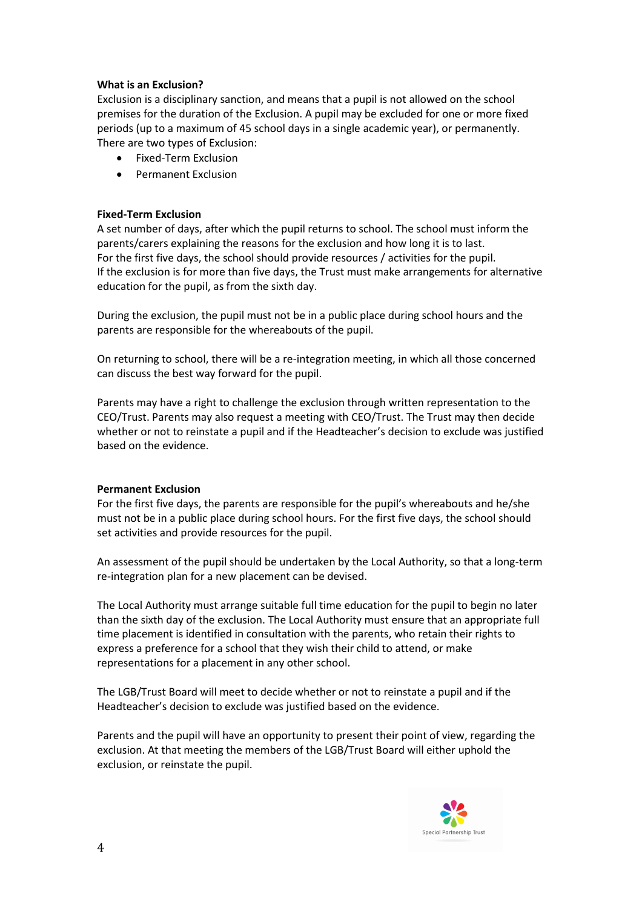**What is an Exclusion?**

Exclusion is a disciplinary sanction, and means that a pupil is not allowed on the school premises for the duration of the Exclusion. A pupil may be excluded for one or more fixed periods (up to a maximum of 45 school days in a single academic year), or permanently. There are two types of Exclusion:

- Fixed-Term Exclusion
- Permanent Exclusion

**Fixed-Term Exclusion**

A set number of days, after which the pupil returns to school. The school must inform the parents/carers explaining the reasons for the exclusion and how long it is to last. For the first five days, the school should provide resources / activities for the pupil. If the exclusion is for more than five days, the Trust must make arrangements for alternative education for the pupil, as from the sixth day.

During the exclusion, the pupil must not be in a public place during school hours and the parents are responsible for the whereabouts of the pupil.

On returning to school, there will be a re-integration meeting, in which all those concerned can discuss the best way forward for the pupil.

Parents may have a right to challenge the exclusion through written representation to the CEO/Trust. Parents may also request a meeting with CEO/Trust. The Trust may then decide whether or not to reinstate a pupil and if the Headteacher's decision to exclude was justified based on the evidence.

**Permanent Exclusion**

For the first five days, the parents are responsible for the pupil's whereabouts and he/she must not be in a public place during school hours. For the first five days, the school should set activities and provide resources for the pupil.

An assessment of the pupil should be undertaken by the Local Authority, so that a long-term re-integration plan for a new placement can be devised.

The Local Authority must arrange suitable full time education for the pupil to begin no later than the sixth day of the exclusion. The Local Authority must ensure that an appropriate full time placement is identified in consultation with the parents, who retain their rights to express a preference for a school that they wish their child to attend, or make representations for a placement in any other school.

The LGB/Trust Board will meet to decide whether or not to reinstate a pupil and if the Headteacher's decision to exclude was justified based on the evidence.

Parents and the pupil will have an opportunity to present their point of view, regarding the exclusion. At that meeting the members of the LGB/Trust Board will either uphold the exclusion, or reinstate the pupil.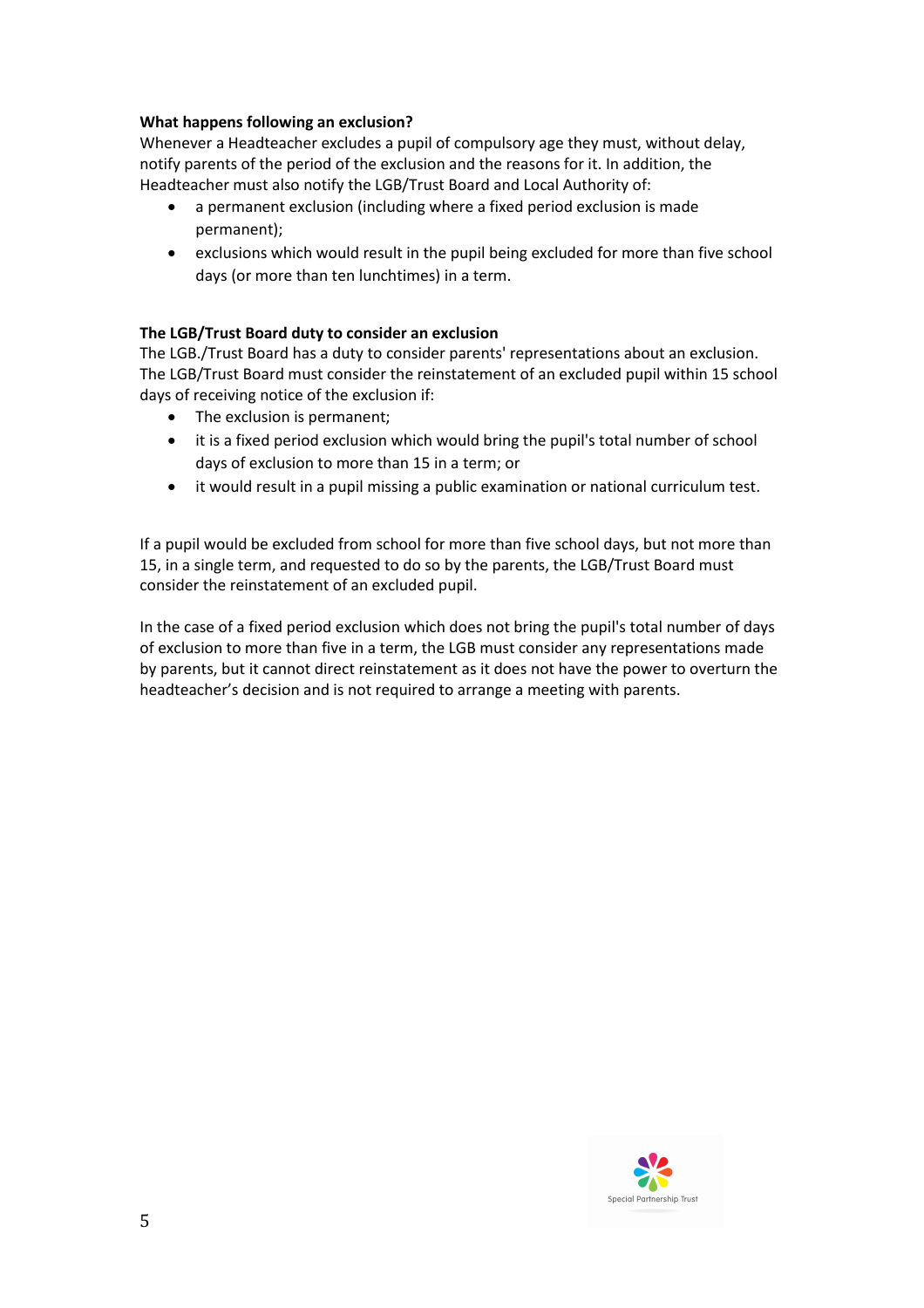**What happens following an exclusion?**

Whenever a Headteacher excludes a pupil of compulsory age they must, without delay, notify parents of the period of the exclusion and the reasons for it. In addition, the Headteacher must also notify the LGB/Trust Board and Local Authority of:

- a permanent exclusion (including where a fixed period exclusion is made permanent);
- exclusions which would result in the pupil being excluded for more than five school days (or more than ten lunchtimes) in a term.

**The LGB/Trust Board duty to consider an exclusion**

The LGB./Trust Board has a duty to consider parents' representations about an exclusion. The LGB/Trust Board must consider the reinstatement of an excluded pupil within 15 school days of receiving notice of the exclusion if:

- The exclusion is permanent;
- it is a fixed period exclusion which would bring the pupil's total number of school days of exclusion to more than 15 in a term; or
- it would result in a pupil missing a public examination or national curriculum test.

If a pupil would be excluded from school for more than five school days, but not more than 15, in a single term, and requested to do so by the parents, the LGB/Trust Board must consider the reinstatement of an excluded pupil.

In the case of a fixed period exclusion which does not bring the pupil's total number of days of exclusion to more than five in a term, the LGB must consider any representations made by parents, but it cannot direct reinstatement as it does not have the power to overturn the headteacher's decision and is not required to arrange a meeting with parents.